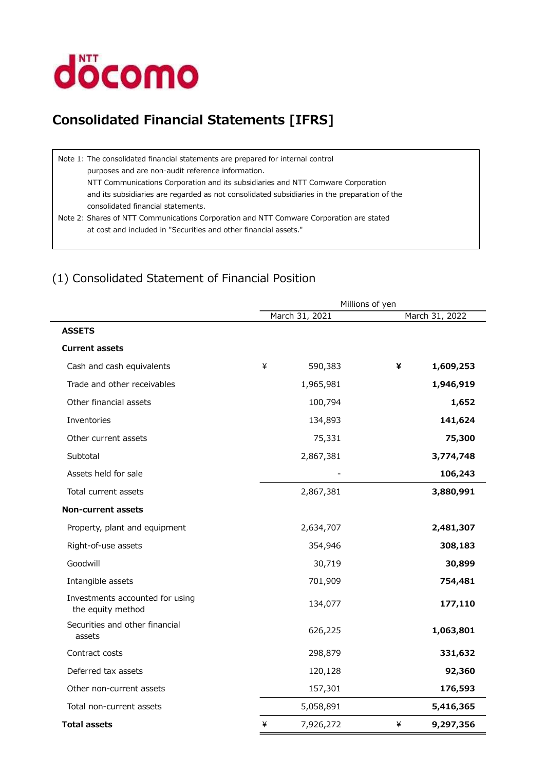NTT docomo

# Consolidated Financial Statements [IFRS]

Note 1: The consolidated financial statements are prepared for internal control purposes and are non-audit reference information.
NTT Communications Corporation and its subsidiaries and NTT Comware Corporation and its subsidiaries are regarded as not consolidated subsidiaries in the preparation of the consolidated financial statements.

Note 2: Shares of NTT Communications Corporation and NTT Comware Corporation are stated at cost and included in "Securities and other financial assets."

## (1) Consolidated Statement of Financial Position

| | Millions of yen | |
|---|---|---|
| | March 31, 2021 | March 31, 2022 |
| **ASSETS** | | |
| **Current assets** | | |
| Cash and cash equivalents | ¥ 590,383 | ¥ **1,609,253** |
| Trade and other receivables | 1,965,981 | **1,946,919** |
| Other financial assets | 100,794 | **1,652** |
| Inventories | 134,893 | **141,624** |
| Other current assets | 75,331 | **75,300** |
| Subtotal | 2,867,381 | **3,774,748** |
| Assets held for sale | - | **106,243** |
| Total current assets | 2,867,381 | **3,880,991** |
| **Non-current assets** | | |
| Property, plant and equipment | 2,634,707 | **2,481,307** |
| Right-of-use assets | 354,946 | **308,183** |
| Goodwill | 30,719 | **30,899** |
| Intangible assets | 701,909 | **754,481** |
| Investments accounted for using the equity method | 134,077 | **177,110** |
| Securities and other financial assets | 626,225 | **1,063,801** |
| Contract costs | 298,879 | **331,632** |
| Deferred tax assets | 120,128 | **92,360** |
| Other non-current assets | 157,301 | **176,593** |
| Total non-current assets | 5,058,891 | **5,416,365** |
| **Total assets** | ¥ 7,926,272 | ¥ **9,297,356** |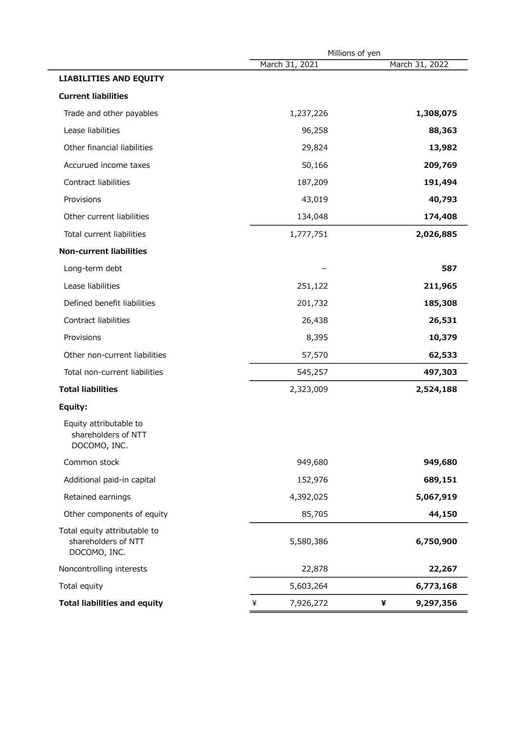| | Millions of yen | |
|---|---|---|
| | March 31, 2021 | March 31, 2022 |
| **LIABILITIES AND EQUITY** | | |
| **Current liabilities** | | |
| Trade and other payables | 1,237,226 | **1,308,075** |
| Lease liabilities | 96,258 | **88,363** |
| Other financial liabilities | 29,824 | **13,982** |
| Accrued income taxes | 50,166 | **209,769** |
| Contract liabilities | 187,209 | **191,494** |
| Provisions | 43,019 | **40,793** |
| Other current liabilities | 134,048 | **174,408** |
| Total current liabilities | 1,777,751 | **2,026,885** |
| **Non-current liabilities** | | |
| Long-term debt | – | **587** |
| Lease liabilities | 251,122 | **211,965** |
| Defined benefit liabilities | 201,732 | **185,308** |
| Contract liabilities | 26,438 | **26,531** |
| Provisions | 8,395 | **10,379** |
| Other non-current liabilities | 57,570 | **62,533** |
| Total non-current liabilities | 545,257 | **497,303** |
| **Total liabilities** | 2,323,009 | **2,524,188** |
| **Equity:** | | |
| Equity attributable to shareholders of NTT DOCOMO, INC. | | |
| Common stock | 949,680 | **949,680** |
| Additional paid-in capital | 152,976 | **689,151** |
| Retained earnings | 4,392,025 | **5,067,919** |
| Other components of equity | 85,705 | **44,150** |
| Total equity attributable to shareholders of NTT DOCOMO, INC. | 5,580,386 | **6,750,900** |
| Noncontrolling interests | 22,878 | **22,267** |
| Total equity | 5,603,264 | **6,773,168** |
| **Total liabilities and equity** | ¥ 7,926,272 | **¥ 9,297,356** |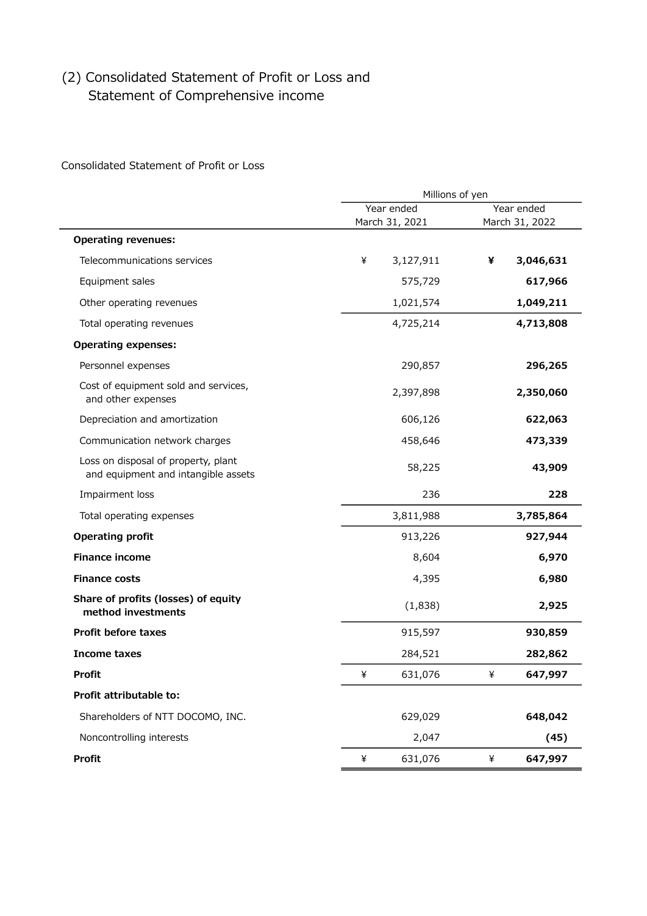## (2) Consolidated Statement of Profit or Loss and Statement of Comprehensive income

Consolidated Statement of Profit or Loss

| | Millions of yen | |
|---|---|---|
| | Year ended March 31, 2021 | Year ended March 31, 2022 |
| **Operating revenues:** | | |
| Telecommunications services | ¥ 3,127,911 | **¥ 3,046,631** |
| Equipment sales | 575,729 | **617,966** |
| Other operating revenues | 1,021,574 | **1,049,211** |
| Total operating revenues | 4,725,214 | **4,713,808** |
| **Operating expenses:** | | |
| Personnel expenses | 290,857 | **296,265** |
| Cost of equipment sold and services, and other expenses | 2,397,898 | **2,350,060** |
| Depreciation and amortization | 606,126 | **622,063** |
| Communication network charges | 458,646 | **473,339** |
| Loss on disposal of property, plant and equipment and intangible assets | 58,225 | **43,909** |
| Impairment loss | 236 | **228** |
| Total operating expenses | 3,811,988 | **3,785,864** |
| **Operating profit** | 913,226 | **927,944** |
| **Finance income** | 8,604 | **6,970** |
| **Finance costs** | 4,395 | **6,980** |
| **Share of profits (losses) of equity method investments** | (1,838) | **2,925** |
| **Profit before taxes** | 915,597 | **930,859** |
| **Income taxes** | 284,521 | **282,862** |
| **Profit** | ¥ 631,076 | **¥ 647,997** |
| **Profit attributable to:** | | |
| Shareholders of NTT DOCOMO, INC. | 629,029 | **648,042** |
| Noncontrolling interests | 2,047 | **(45)** |
| **Profit** | ¥ 631,076 | **¥ 647,997** |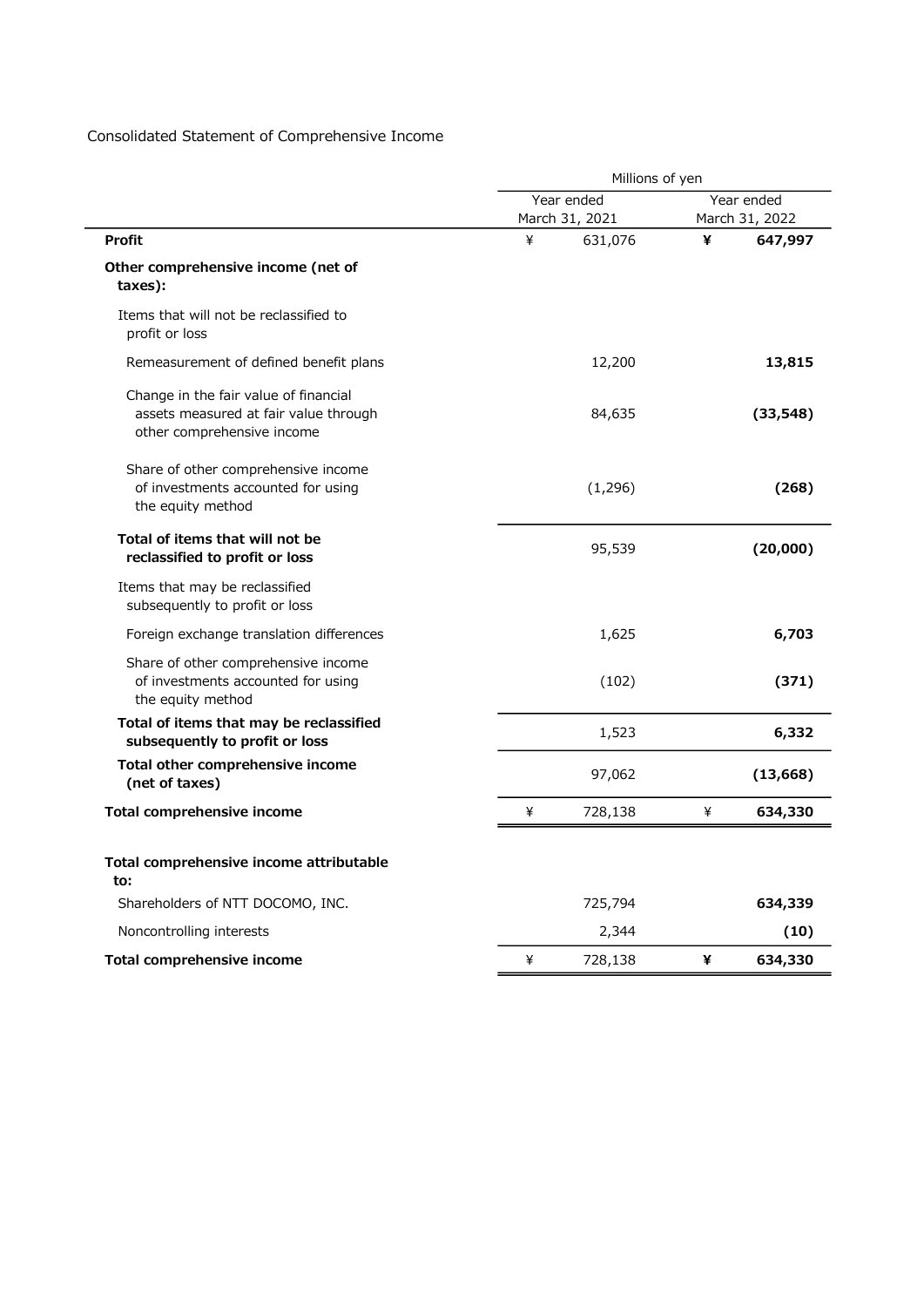Consolidated Statement of Comprehensive Income

| | Millions of yen | |
|---|---|---|
| | Year ended March 31, 2021 | Year ended March 31, 2022 |
| **Profit** | ¥ 631,076 | **¥ 647,997** |
| **Other comprehensive income (net of taxes):** | | |
| Items that will not be reclassified to profit or loss | | |
| Remeasurement of defined benefit plans | 12,200 | **13,815** |
| Change in the fair value of financial assets measured at fair value through other comprehensive income | 84,635 | **(33,548)** |
| Share of other comprehensive income of investments accounted for using the equity method | (1,296) | **(268)** |
| **Total of items that will not be reclassified to profit or loss** | 95,539 | **(20,000)** |
| Items that may be reclassified subsequently to profit or loss | | |
| Foreign exchange translation differences | 1,625 | **6,703** |
| Share of other comprehensive income of investments accounted for using the equity method | (102) | **(371)** |
| **Total of items that may be reclassified subsequently to profit or loss** | 1,523 | **6,332** |
| **Total other comprehensive income (net of taxes)** | 97,062 | **(13,668)** |
| **Total comprehensive income** | ¥ 728,138 | ¥ **634,330** |
| | | |
| **Total comprehensive income attributable to:** | | |
| Shareholders of NTT DOCOMO, INC. | 725,794 | **634,339** |
| Noncontrolling interests | 2,344 | **(10)** |
| **Total comprehensive income** | ¥ 728,138 | **¥ 634,330** |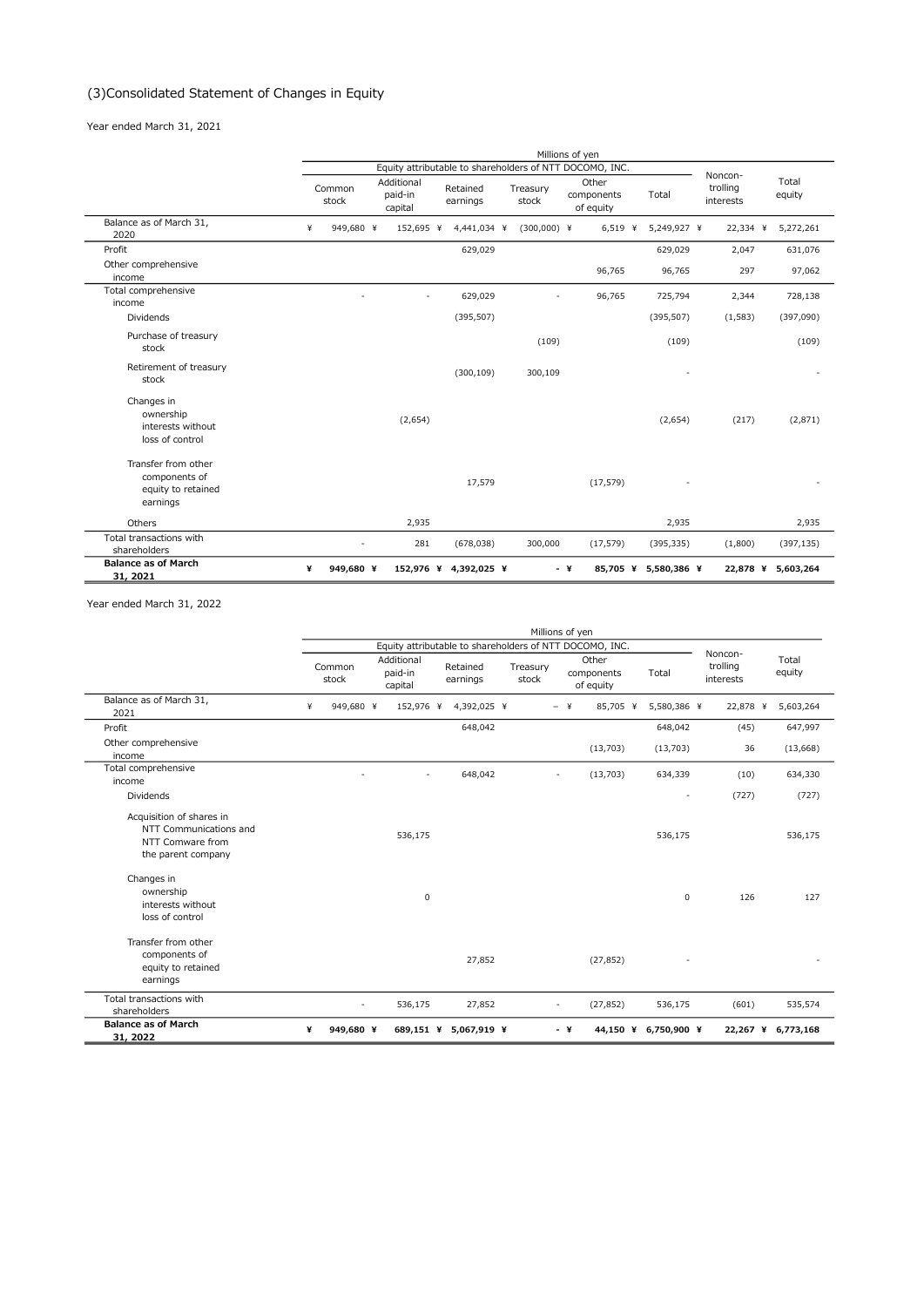## (3)Consolidated Statement of Changes in Equity

Year ended March 31, 2021

| | Millions of yen | | | | | | | |
|---|---|---|---|---|---|---|---|---|
| | Equity attributable to shareholders of NTT DOCOMO, INC. | | | | | | Noncon-trolling interests | Total equity |
| | Common stock | Additional paid-in capital | Retained earnings | Treasury stock | Other components of equity | Total | | |
| Balance as of March 31, 2020 | ¥ 949,680 | ¥ 152,695 | ¥ 4,441,034 | ¥ (300,000) | ¥ 6,519 | ¥ 5,249,927 | ¥ 22,334 | ¥ 5,272,261 |
| Profit | | | 629,029 | | | 629,029 | 2,047 | 631,076 |
| Other comprehensive income | | | | | 96,765 | 96,765 | 297 | 97,062 |
| Total comprehensive income | - | - | 629,029 | - | 96,765 | 725,794 | 2,344 | 728,138 |
| Dividends | | | (395,507) | | | (395,507) | (1,583) | (397,090) |
| Purchase of treasury stock | | | | (109) | | (109) | | (109) |
| Retirement of treasury stock | | | (300,109) | 300,109 | | - | | - |
| Changes in ownership interests without loss of control | | (2,654) | | | | (2,654) | (217) | (2,871) |
| Transfer from other components of equity to retained earnings | | | 17,579 | | (17,579) | - | | - |
| Others | | 2,935 | | | | 2,935 | | 2,935 |
| Total transactions with shareholders | - | 281 | (678,038) | 300,000 | (17,579) | (395,335) | (1,800) | (397,135) |
| **Balance as of March 31, 2021** | **¥ 949,680** | **¥ 152,976** | **¥ 4,392,025** | **¥ -** | **¥ 85,705** | **¥ 5,580,386** | **¥ 22,878** | **¥ 5,603,264** |

Year ended March 31, 2022

| | Millions of yen | | | | | | | |
|---|---|---|---|---|---|---|---|---|
| | Equity attributable to shareholders of NTT DOCOMO, INC. | | | | | | Noncon-trolling interests | Total equity |
| | Common stock | Additional paid-in capital | Retained earnings | Treasury stock | Other components of equity | Total | | |
| Balance as of March 31, 2021 | ¥ 949,680 | ¥ 152,976 | ¥ 4,392,025 | ¥ − | ¥ 85,705 | ¥ 5,580,386 | ¥ 22,878 | ¥ 5,603,264 |
| Profit | | | 648,042 | | | 648,042 | (45) | 647,997 |
| Other comprehensive income | | | | | (13,703) | (13,703) | 36 | (13,668) |
| Total comprehensive income | - | - | 648,042 | - | (13,703) | 634,339 | (10) | 634,330 |
| Dividends | | | | | | - | (727) | (727) |
| Acquisition of shares in NTT Communications and NTT Comware from the parent company | | 536,175 | | | | 536,175 | | 536,175 |
| Changes in ownership interests without loss of control | | 0 | | | | 0 | 126 | 127 |
| Transfer from other components of equity to retained earnings | | | 27,852 | | (27,852) | - | | - |
| Total transactions with shareholders | - | 536,175 | 27,852 | - | (27,852) | 536,175 | (601) | 535,574 |
| **Balance as of March 31, 2022** | **¥ 949,680** | **¥ 689,151** | **¥ 5,067,919** | **¥ -** | **¥ 44,150** | **¥ 6,750,900** | **¥ 22,267** | **¥ 6,773,168** |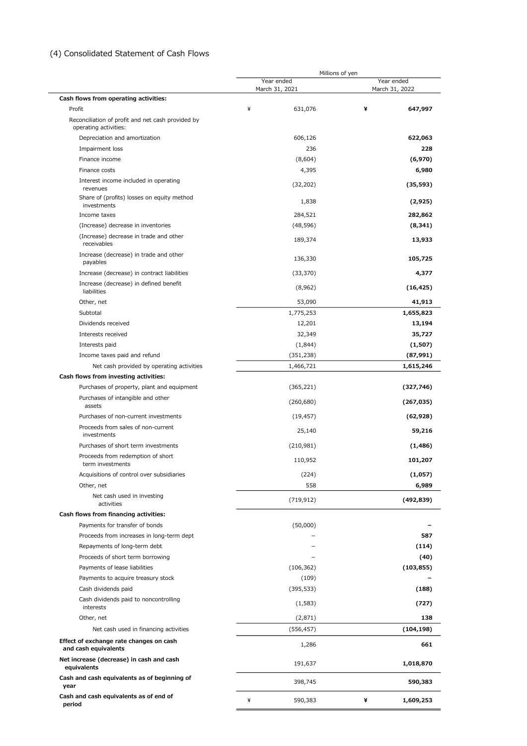### (4) Consolidated Statement of Cash Flows

| | Millions of yen | |
|---|---|---|
| | Year ended March 31, 2021 | Year ended March 31, 2022 |
| **Cash flows from operating activities:** | | |
| Profit | ¥ 631,076 | ¥ **647,997** |
| Reconciliation of profit and net cash provided by operating activities: | | |
| Depreciation and amortization | 606,126 | **622,063** |
| Impairment loss | 236 | **228** |
| Finance income | (8,604) | **(6,970)** |
| Finance costs | 4,395 | **6,980** |
| Interest income included in operating revenues | (32,202) | **(35,593)** |
| Share of (profits) losses on equity method investments | 1,838 | **(2,925)** |
| Income taxes | 284,521 | **282,862** |
| (Increase) decrease in inventories | (48,596) | **(8,341)** |
| (Increase) decrease in trade and other receivables | 189,374 | **13,933** |
| Increase (decrease) in trade and other payables | 136,330 | **105,725** |
| Increase (decrease) in contract liabilities | (33,370) | **4,377** |
| Increase (decrease) in defined benefit liabilities | (8,962) | **(16,425)** |
| Other, net | 53,090 | **41,913** |
| Subtotal | 1,775,253 | **1,655,823** |
| Dividends received | 12,201 | **13,194** |
| Interests received | 32,349 | **35,727** |
| Interests paid | (1,844) | **(1,507)** |
| Income taxes paid and refund | (351,238) | **(87,991)** |
| Net cash provided by operating activities | 1,466,721 | **1,615,246** |
| **Cash flows from investing activities:** | | |
| Purchases of property, plant and equipment | (365,221) | **(327,746)** |
| Purchases of intangible and other assets | (260,680) | **(267,035)** |
| Purchases of non-current investments | (19,457) | **(62,928)** |
| Proceeds from sales of non-current investments | 25,140 | **59,216** |
| Purchases of short term investments | (210,981) | **(1,486)** |
| Proceeds from redemption of short term investments | 110,952 | **101,207** |
| Acquisitions of control over subsidiaries | (224) | **(1,057)** |
| Other, net | 558 | **6,989** |
| Net cash used in investing activities | (719,912) | **(492,839)** |
| **Cash flows from financing activities:** | | |
| Payments for transfer of bonds | (50,000) | **–** |
| Proceeds from increases in long-term dept | – | **587** |
| Repayments of long-term debt | – | **(114)** |
| Proceeds of short term borrowing | – | **(40)** |
| Payments of lease liabilities | (106,362) | **(103,855)** |
| Payments to acquire treasury stock | (109) | **–** |
| Cash dividends paid | (395,533) | **(188)** |
| Cash dividends paid to noncontrolling interests | (1,583) | **(727)** |
| Other, net | (2,871) | **138** |
| Net cash used in financing activities | (556,457) | **(104,198)** |
| **Effect of exchange rate changes on cash and cash equivalents** | 1,286 | **661** |
| **Net increase (decrease) in cash and cash equivalents** | 191,637 | **1,018,870** |
| **Cash and cash equivalents as of beginning of year** | 398,745 | **590,383** |
| **Cash and cash equivalents as of end of period** | ¥ 590,383 | ¥ **1,609,253** |